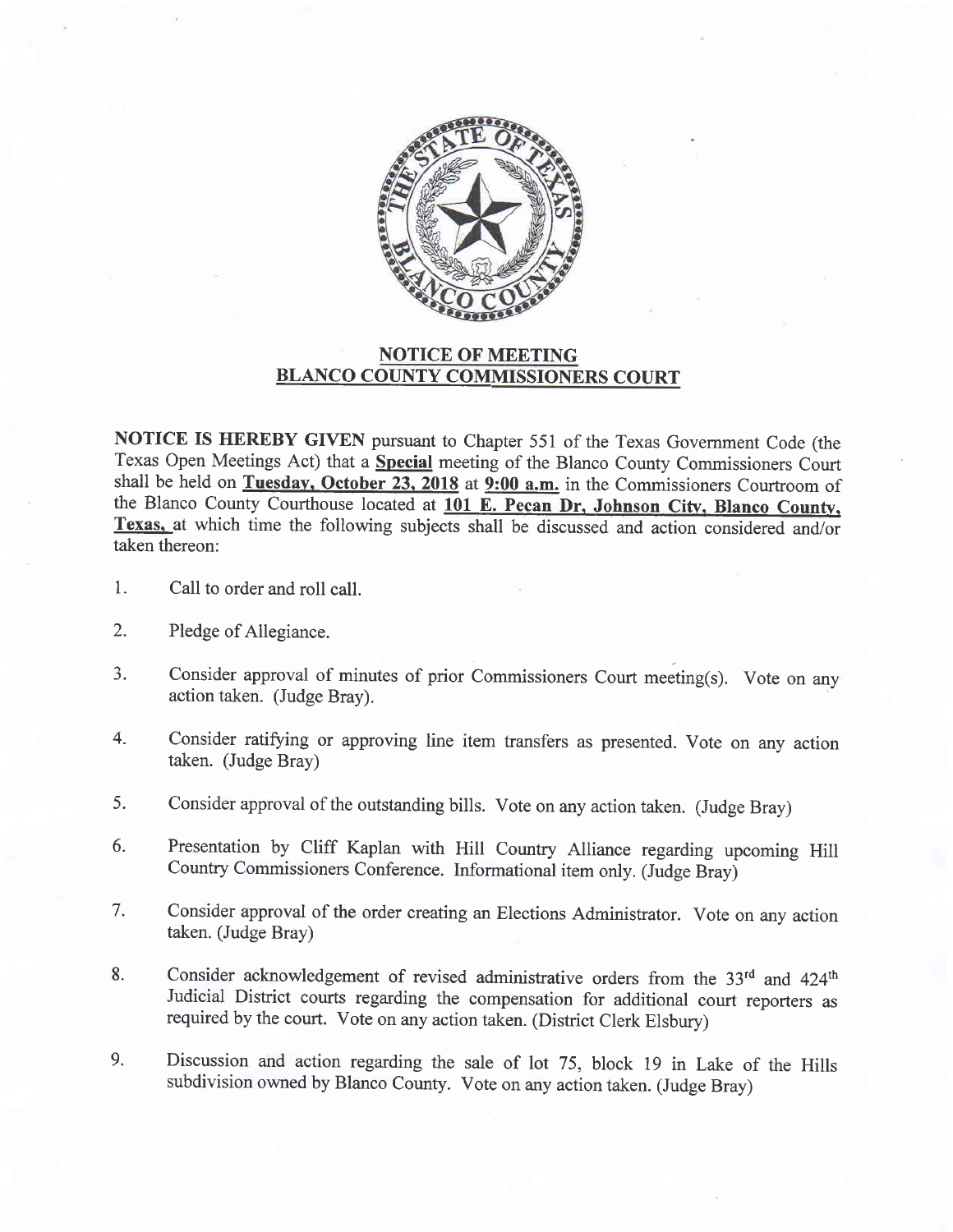## NOTICE OF MEETING
## BLANCO COUNTY COMMISSIONERS COURT

**NOTICE IS HEREBY GIVEN** pursuant to Chapter 551 of the Texas Government Code (the Texas Open Meetings Act) that a **Special** meeting of the Blanco County Commissioners Court shall be held on **Tuesday, October 23, 2018** at **9:00 a.m.** in the Commissioners Courtroom of the Blanco County Courthouse located at **101 E. Pecan Dr, Johnson City, Blanco County, Texas,** at which time the following subjects shall be discussed and action considered and/or taken thereon:

1. Call to order and roll call.

2. Pledge of Allegiance.

3. Consider approval of minutes of prior Commissioners Court meeting(s). Vote on any action taken. (Judge Bray).

4. Consider ratifying or approving line item transfers as presented. Vote on any action taken. (Judge Bray)

5. Consider approval of the outstanding bills. Vote on any action taken. (Judge Bray)

6. Presentation by Cliff Kaplan with Hill Country Alliance regarding upcoming Hill Country Commissioners Conference. Informational item only. (Judge Bray)

7. Consider approval of the order creating an Elections Administrator. Vote on any action taken. (Judge Bray)

8. Consider acknowledgement of revised administrative orders from the 33rd and 424th Judicial District courts regarding the compensation for additional court reporters as required by the court. Vote on any action taken. (District Clerk Elsbury)

9. Discussion and action regarding the sale of lot 75, block 19 in Lake of the Hills subdivision owned by Blanco County. Vote on any action taken. (Judge Bray)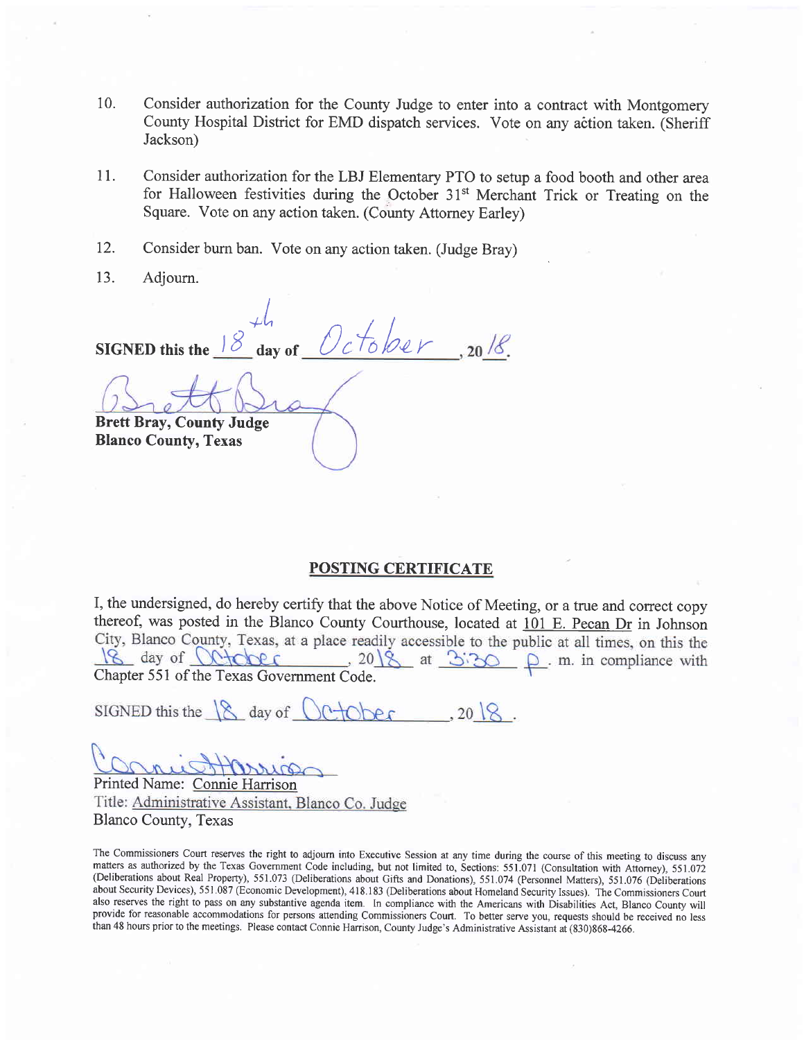10. Consider authorization for the County Judge to enter into a contract with Montgomery County Hospital District for EMD dispatch services. Vote on any action taken. (Sheriff Jackson)

11. Consider authorization for the LBJ Elementary PTO to setup a food booth and other area for Halloween festivities during the October 31st Merchant Trick or Treating on the Square. Vote on any action taken. (County Attorney Earley)

12. Consider burn ban. Vote on any action taken. (Judge Bray)

13. Adjourn.

**SIGNED this the** 18th **day of** October **, 20**18.

Brett Bray

**Brett Bray, County Judge**
**Blanco County, Texas**

## POSTING CERTIFICATE

I, the undersigned, do hereby certify that the above Notice of Meeting, or a true and correct copy thereof, was posted in the Blanco County Courthouse, located at 101 E. Pecan Dr in Johnson City, Blanco County, Texas, at a place readily accessible to the public at all times, on this the 18 day of October, 2018 at 3:30 p. m. in compliance with Chapter 551 of the Texas Government Code.

SIGNED this the 18 day of October, 2018.

Connie Harrison

Printed Name: Connie Harrison
Title: Administrative Assistant, Blanco Co. Judge
Blanco County, Texas

The Commissioners Court reserves the right to adjourn into Executive Session at any time during the course of this meeting to discuss any matters as authorized by the Texas Government Code including, but not limited to, Sections: 551.071 (Consultation with Attorney), 551.072 (Deliberations about Real Property), 551.073 (Deliberations about Gifts and Donations), 551.074 (Personnel Matters), 551.076 (Deliberations about Security Devices), 551.087 (Economic Development), 418.183 (Deliberations about Homeland Security Issues). The Commissioners Court also reserves the right to pass on any substantive agenda item. In compliance with the Americans with Disabilities Act, Blanco County will provide for reasonable accommodations for persons attending Commissioners Court. To better serve you, requests should be received no less than 48 hours prior to the meetings. Please contact Connie Harrison, County Judge's Administrative Assistant at (830)868-4266.